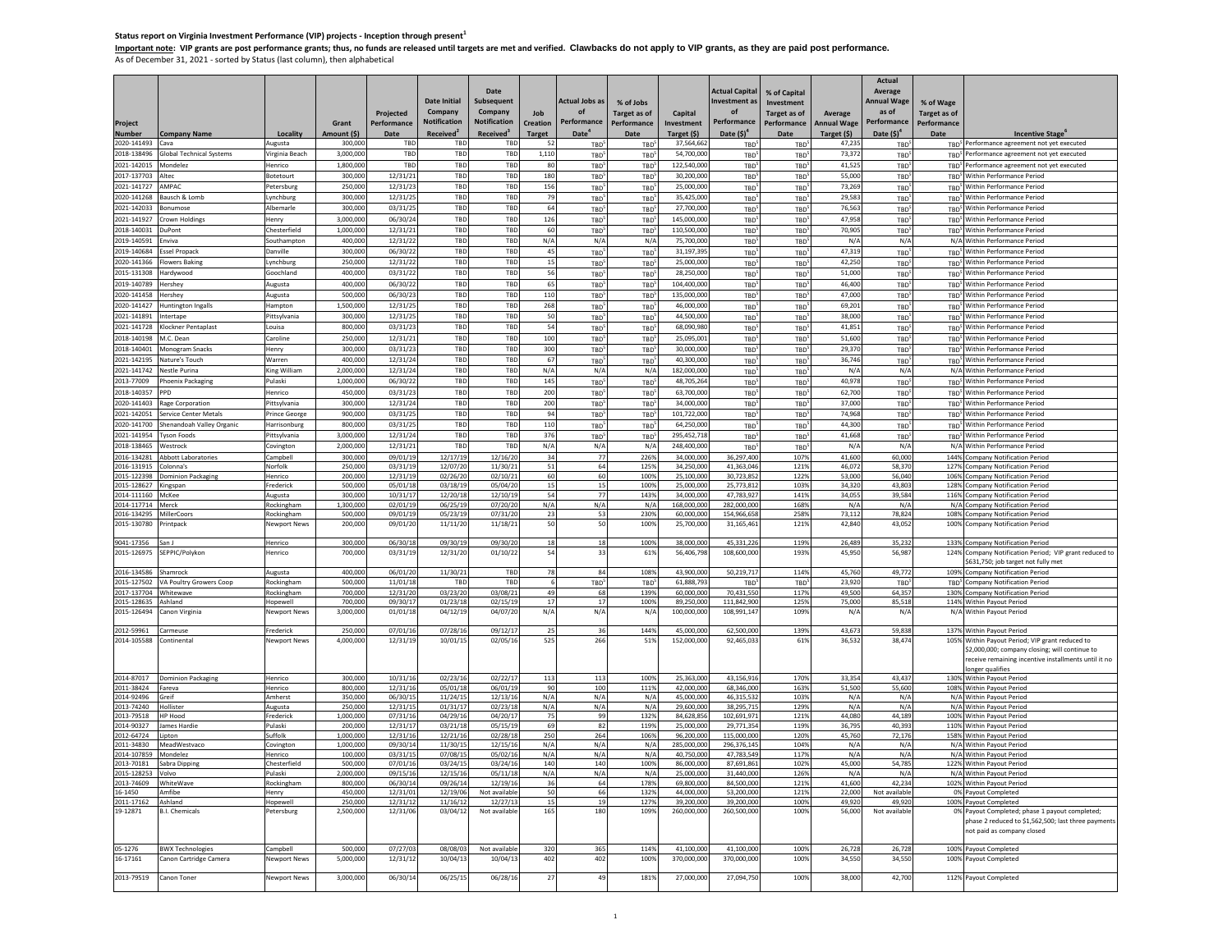**Status report on Virginia Investment Performance (VIP) projects - Inception through present[1]**

**Important note: VIP grants are post performance grants; thus, no funds are released until targets are met and verified. Clawbacks do not apply to VIP grants, as they are paid post performance.**

As of December 31, 2021 - sorted by Status (last column), then alphabetical

| Project Number | Company Name | Locality | Grant Amount ($) | Projected Performance Date | Date Initial Company Notification Received[2] | Date Subsequent Company Notification Received[3] | Job Creation Target | Actual Jobs as of Performance Date[4] | % of Jobs Target as of Performance Date | Capital Investment Target ($) | Actual Capital Investment as of Performance Date ($)[4] | % of Capital Investment Target as of Performance Date | Average Annual Wage Target ($) | Actual Average Annual Wage as of Performance Date ($)[4] | % of Wage Target as of Performance Date | Incentive Stage[6] |
|---|---|---|---|---|---|---|---|---|---|---|---|---|---|---|---|---|
| 2020-141493 | Cava | Augusta | 300,000 | TBD | TBD | TBD | 52 | TBD[5] | TBD[5] | 37,564,662 | TBD[5] | TBD[5] | 47,235 | TBD[5] | TBD[5] | Performance agreement not yet executed |
| 2018-138496 | Global Technical Systems | Virginia Beach | 3,000,000 | TBD | TBD | TBD | 1,110 | TBD[5] | TBD[5] | 54,700,000 | TBD[5] | TBD[5] | 73,372 | TBD[5] | TBD[5] | Performance agreement not yet executed |
| 2021-142015 | Mondelez | Henrico | 1,800,000 | TBD | TBD | TBD | 80 | TBD[5] | TBD[5] | 122,540,000 | TBD[5] | TBD[5] | 41,525 | TBD[5] | TBD[5] | Performance agreement not yet executed |
| 2017-137703 | Altec | Botetourt | 300,000 | 12/31/21 | TBD | TBD | 180 | TBD[5] | TBD[5] | 30,200,000 | TBD[5] | TBD[5] | 55,000 | TBD[5] | TBD[5] | Within Performance Period |
| 2021-141727 | AMPAC | Petersburg | 250,000 | 12/31/23 | TBD | TBD | 156 | TBD[5] | TBD[5] | 25,000,000 | TBD[5] | TBD[5] | 73,269 | TBD[5] | TBD[5] | Within Performance Period |
| 2020-141268 | Bausch & Lomb | Lynchburg | 300,000 | 12/31/25 | TBD | TBD | 79 | TBD[5] | TBD[5] | 35,425,000 | TBD[5] | TBD[5] | 29,583 | TBD[5] | TBD[5] | Within Performance Period |
| 2021-142033 | Bonumose | Albemarle | 300,000 | 03/31/25 | TBD | TBD | 64 | TBD[5] | TBD[5] | 27,700,000 | TBD[5] | TBD[5] | 76,563 | TBD[5] | TBD[5] | Within Performance Period |
| 2021-141927 | Crown Holdings | Henry | 3,000,000 | 06/30/24 | TBD | TBD | 126 | TBD[5] | TBD[5] | 145,000,000 | TBD[5] | TBD[5] | 47,958 | TBD[5] | TBD[5] | Within Performance Period |
| 2018-140031 | DuPont | Chesterfield | 1,000,000 | 12/31/21 | TBD | TBD | 60 | TBD[5] | TBD[5] | 110,500,000 | TBD[5] | TBD[5] | 70,905 | TBD[5] | TBD[5] | Within Performance Period |
| 2019-140591 | Enviva | Southampton | 400,000 | 12/31/22 | TBD | TBD | N/A | N/A | N/A | 75,700,000 | TBD[5] | TBD[5] | N/A | N/A | N/A | Within Performance Period |
| 2019-140684 | Essel Propack | Danville | 300,000 | 06/30/22 | TBD | TBD | 45 | TBD[5] | TBD[5] | 31,197,395 | TBD[5] | TBD[5] | 47,319 | TBD[5] | TBD[5] | Within Performance Period |
| 2020-141366 | Flowers Baking | Lynchburg | 250,000 | 12/31/22 | TBD | TBD | 15 | TBD[5] | TBD[5] | 25,000,000 | TBD[5] | TBD[5] | 42,250 | TBD[5] | TBD[5] | Within Performance Period |
| 2015-131308 | Hardywood | Goochland | 400,000 | 03/31/22 | TBD | TBD | 56 | TBD[5] | TBD[5] | 28,250,000 | TBD[5] | TBD[5] | 51,000 | TBD[5] | TBD[5] | Within Performance Period |
| 2019-140789 | Hershey | Augusta | 400,000 | 06/30/22 | TBD | TBD | 65 | TBD[5] | TBD[5] | 104,400,000 | TBD[5] | TBD[5] | 46,400 | TBD[5] | TBD[5] | Within Performance Period |
| 2020-141458 | Hershey | Augusta | 500,000 | 06/30/23 | TBD | TBD | 110 | TBD[5] | TBD[5] | 135,000,000 | TBD[5] | TBD[5] | 47,000 | TBD[5] | TBD[5] | Within Performance Period |
| 2020-141427 | Huntington Ingalls | Hampton | 1,500,000 | 12/31/25 | TBD | TBD | 268 | TBD[5] | TBD[5] | 46,000,000 | TBD[5] | TBD[5] | 69,201 | TBD[5] | TBD[5] | Within Performance Period |
| 2021-141891 | Intertape | Pittsylvania | 300,000 | 12/31/25 | TBD | TBD | 50 | TBD[5] | TBD[5] | 44,500,000 | TBD[5] | TBD[5] | 38,000 | TBD[5] | TBD[5] | Within Performance Period |
| 2021-141728 | Klockner Pentaplast | Louisa | 800,000 | 03/31/23 | TBD | TBD | 54 | TBD[5] | TBD[5] | 68,090,980 | TBD[5] | TBD[5] | 41,851 | TBD[5] | TBD[5] | Within Performance Period |
| 2018-140198 | M.C. Dean | Caroline | 250,000 | 12/31/21 | TBD | TBD | 100 | TBD[5] | TBD[5] | 25,095,001 | TBD[5] | TBD[5] | 51,600 | TBD[5] | TBD[5] | Within Performance Period |
| 2018-140401 | Monogram Snacks | Henry | 300,000 | 03/31/23 | TBD | TBD | 300 | TBD[5] | TBD[5] | 30,000,000 | TBD[5] | TBD[5] | 29,370 | TBD[5] | TBD[5] | Within Performance Period |
| 2021-142195 | Nature's Touch | Warren | 400,000 | 12/31/24 | TBD | TBD | 67 | TBD[5] | TBD[5] | 40,300,000 | TBD[5] | TBD[5] | 36,746 | TBD[5] | TBD[5] | Within Performance Period |
| 2021-141742 | Nestle Purina | King William | 2,000,000 | 12/31/24 | TBD | TBD | N/A | N/A | N/A | 182,000,000 | TBD[5] | TBD[5] | N/A | N/A | N/A | Within Performance Period |
| 2013-77009 | Phoenix Packaging | Pulaski | 1,000,000 | 06/30/22 | TBD | TBD | 145 | TBD[5] | TBD[5] | 48,705,264 | TBD[5] | TBD[5] | 40,978 | TBD[5] | TBD[5] | Within Performance Period |
| 2018-140357 | PPD | Henrico | 450,000 | 03/31/23 | TBD | TBD | 200 | TBD[5] | TBD[5] | 63,700,000 | TBD[5] | TBD[5] | 62,700 | TBD[5] | TBD[5] | Within Performance Period |
| 2020-141403 | Rage Corporation | Pittsylvania | 300,000 | 12/31/24 | TBD | TBD | 200 | TBD[5] | TBD[5] | 34,000,000 | TBD[5] | TBD[5] | 37,000 | TBD[5] | TBD[5] | Within Performance Period |
| 2021-142051 | Service Center Metals | Prince George | 900,000 | 03/31/25 | TBD | TBD | 94 | TBD[5] | TBD[5] | 101,722,000 | TBD[5] | TBD[5] | 74,968 | TBD[5] | TBD[5] | Within Performance Period |
| 2020-141700 | Shenandoah Valley Organic | Harrisonburg | 800,000 | 03/31/25 | TBD | TBD | 110 | TBD[5] | TBD[5] | 64,250,000 | TBD[5] | TBD[5] | 44,300 | TBD[5] | TBD[5] | Within Performance Period |
| 2021-141954 | Tyson Foods | Pittsylvania | 3,000,000 | 12/31/24 | TBD | TBD | 376 | TBD[5] | TBD[5] | 295,452,718 | TBD[5] | TBD[5] | 41,668 | TBD[5] | TBD[5] | Within Performance Period |
| 2018-138465 | Westrock | Covington | 2,000,000 | 12/31/21 | TBD | TBD | N/A | N/A | N/A | 248,400,000 | TBD[5] | TBD[5] | N/A | N/A | N/A | Within Performance Period |
| 2016-134281 | Abbott Laboratories | Campbell | 300,000 | 09/01/19 | 12/17/19 | 12/16/20 | 34 | 77 | 226% | 34,000,000 | 36,297,400 | 107% | 41,600 | 60,000 | 144% | Company Notification Period |
| 2016-131915 | Colonna's | Norfolk | 250,000 | 03/31/19 | 12/07/20 | 11/30/21 | 51 | 64 | 125% | 34,250,000 | 41,363,046 | 121% | 46,072 | 58,370 | 127% | Company Notification Period |
| 2015-122398 | Dominion Packaging | Henrico | 200,000 | 12/31/19 | 02/26/20 | 02/10/21 | 60 | 60 | 100% | 25,100,000 | 30,723,852 | 122% | 53,000 | 56,040 | 106% | Company Notification Period |
| 2015-128627 | Kingspan | Frederick | 500,000 | 05/01/18 | 03/18/19 | 05/04/20 | 15 | 15 | 100% | 25,000,000 | 25,773,812 | 103% | 34,320 | 43,803 | 128% | Company Notification Period |
| 2014-111160 | McKee | Augusta | 300,000 | 10/31/17 | 12/20/18 | 12/10/19 | 54 | 77 | 143% | 34,000,000 | 47,783,927 | 141% | 34,055 | 39,584 | 116% | Company Notification Period |
| 2014-117714 | Merck | Rockingham | 1,300,000 | 02/01/19 | 06/25/19 | 07/20/20 | N/A | N/A | N/A | 168,000,000 | 282,000,000 | 168% | N/A | N/A | N/A | Company Notification Period |
| 2016-134295 | MillerCoors | Rockingham | 500,000 | 09/01/19 | 05/23/19 | 07/31/20 | 23 | 53 | 230% | 60,000,000 | 154,966,658 | 258% | 73,112 | 78,824 | 108% | Company Notification Period |
| 2015-130780 | Printpack | Newport News | 200,000 | 09/01/20 | 11/11/20 | 11/18/21 | 50 | 50 | 100% | 25,700,000 | 31,165,461 | 121% | 42,840 | 43,052 | 100% | Company Notification Period |
| 9041-17356 | San J | Henrico | 300,000 | 06/30/18 | 09/30/19 | 09/30/20 | 18 | 18 | 100% | 38,000,000 | 45,331,226 | 119% | 26,489 | 35,232 | 133% | Company Notification Period |
| 2015-126975 | SEPPIC/Polykon | Henrico | 700,000 | 03/31/19 | 12/31/20 | 01/10/22 | 54 | 33 | 61% | 56,406,798 | 108,600,000 | 193% | 45,950 | 56,987 | 124% | Company Notification Period; VIP grant reduced to $631,750; job target not fully met |
| 2016-134586 | Shamrock | Augusta | 400,000 | 06/01/20 | 11/30/21 | TBD | 78 | 84 | 108% | 43,900,000 | 50,219,717 | 114% | 45,760 | 49,772 | 109% | Company Notification Period |
| 2015-127502 | VA Poultry Growers Coop | Rockingham | 500,000 | 11/01/18 | TBD | TBD | 6 | TBD[5] | TBD[5] | 61,888,793 | TBD[5] | TBD[5] | 23,920 | TBD[5] | TBD[5] | Company Notification Period |
| 2017-137704 | Whitewave | Rockingham | 700,000 | 12/31/20 | 03/23/20 | 03/08/21 | 49 | 68 | 139% | 60,000,000 | 70,431,550 | 117% | 49,500 | 64,357 | 130% | Company Notification Period |
| 2015-128635 | Ashland | Hopewell | 700,000 | 09/30/17 | 01/23/18 | 02/15/19 | 17 | 17 | 100% | 89,250,000 | 111,842,900 | 125% | 75,000 | 85,518 | 114% | Within Payout Period |
| 2015-126494 | Canon Virginia | Newport News | 3,000,000 | 01/01/18 | 04/12/19 | 04/07/20 | N/A | N/A | N/A | 100,000,000 | 108,991,147 | 109% | N/A | N/A | N/A | Within Payout Period |
| 2012-59961 | Carmeuse | Frederick | 250,000 | 07/01/16 | 07/28/16 | 09/12/17 | 25 | 36 | 144% | 45,000,000 | 62,500,000 | 139% | 43,673 | 59,838 | 137% | Within Payout Period |
| 2014-105588 | Continental | Newport News | 4,000,000 | 12/31/19 | 10/01/15 | 02/05/16 | 525 | 266 | 51% | 152,000,000 | 92,465,033 | 61% | 36,532 | 38,474 | 105% | Within Payout Period; VIP grant reduced to $2,000,000; company closing; will continue to receive remaining incentive installments until it no longer qualifies |
| 2014-87017 | Dominion Packaging | Henrico | 300,000 | 10/31/16 | 02/23/16 | 02/22/17 | 113 | 113 | 100% | 25,363,000 | 43,156,916 | 170% | 33,354 | 43,437 | 130% | Within Payout Period |
| 2011-38424 | Fareva | Henrico | 800,000 | 12/31/16 | 05/01/18 | 06/01/19 | 90 | 100 | 111% | 42,000,000 | 68,346,000 | 163% | 51,500 | 55,600 | 108% | Within Payout Period |
| 2014-92496 | Greif | Amherst | 350,000 | 06/30/15 | 11/24/15 | 12/13/16 | N/A | N/A | N/A | 45,000,000 | 46,315,532 | 103% | N/A | N/A | N/A | Within Payout Period |
| 2013-74240 | Hollister | Augusta | 250,000 | 12/31/15 | 01/31/17 | 02/23/18 | N/A | N/A | N/A | 29,600,000 | 38,295,715 | 129% | N/A | N/A | N/A | Within Payout Period |
| 2013-79518 | HP Hood | Frederick | 1,000,000 | 07/31/16 | 04/29/16 | 04/20/17 | 75 | 99 | 132% | 84,628,856 | 102,691,971 | 121% | 44,080 | 44,189 | 100% | Within Payout Period |
| 2014-90327 | James Hardie | Pulaski | 200,000 | 12/31/17 | 03/21/18 | 05/15/19 | 69 | 82 | 119% | 25,000,000 | 29,771,354 | 119% | 36,795 | 40,393 | 110% | Within Payout Period |
| 2012-64724 | Lipton | Suffolk | 1,000,000 | 12/31/16 | 12/21/16 | 02/28/18 | 250 | 264 | 106% | 96,200,000 | 115,000,000 | 120% | 45,760 | 72,176 | 158% | Within Payout Period |
| 2011-34830 | MeadWestvaco | Covington | 1,000,000 | 09/30/14 | 11/30/15 | 12/15/16 | N/A | N/A | N/A | 285,000,000 | 296,376,145 | 104% | N/A | N/A | N/A | Within Payout Period |
| 2014-107859 | Mondelez | Henrico | 100,000 | 03/31/15 | 07/08/15 | 05/02/16 | N/A | N/A | N/A | 40,750,000 | 47,783,549 | 117% | N/A | N/A | N/A | Within Payout Period |
| 2013-70181 | Sabra Dipping | Chesterfield | 500,000 | 07/01/16 | 03/24/15 | 03/24/16 | 140 | 140 | 100% | 86,000,000 | 87,691,861 | 102% | 45,000 | 54,785 | 122% | Within Payout Period |
| 2015-128253 | Volvo | Pulaski | 2,000,000 | 09/15/16 | 12/15/16 | 05/11/18 | N/A | N/A | N/A | 25,000,000 | 31,440,000 | 126% | N/A | N/A | N/A | Within Payout Period |
| 2013-74609 | WhiteWave | Rockingham | 800,000 | 06/30/14 | 09/26/14 | 12/19/16 | 36 | 64 | 178% | 69,800,000 | 84,500,000 | 121% | 41,600 | 42,234 | 102% | Within Payout Period |
| 16-1450 | Amfibe | Henry | 450,000 | 12/31/01 | 12/19/06 | Not available | 50 | 66 | 132% | 44,000,000 | 53,200,000 | 121% | 22,000 | Not available | 0% | Payout Completed |
| 2011-17162 | Ashland | Hopewell | 250,000 | 12/31/12 | 11/16/12 | 12/27/13 | 15 | 19 | 127% | 39,200,000 | 39,200,000 | 100% | 49,920 | 49,920 | 100% | Payout Completed |
| 19-12871 | B.I. Chemicals | Petersburg | 2,500,000 | 12/31/06 | 03/04/12 | Not available | 165 | 180 | 109% | 260,000,000 | 260,500,000 | 100% | 56,000 | Not available | 0% | Payout Completed; phase 1 payout completed; phase 2 reduced to $1,562,500; last three payments not paid as company closed |
| 05-1276 | BWX Technologies | Campbell | 500,000 | 07/27/03 | 08/08/03 | Not available | 320 | 365 | 114% | 41,100,000 | 41,100,000 | 100% | 26,728 | 26,728 | 100% | Payout Completed |
| 16-17161 | Canon Cartridge Camera | Newport News | 5,000,000 | 12/31/12 | 10/04/13 | 10/04/13 | 402 | 402 | 100% | 370,000,000 | 370,000,000 | 100% | 34,550 | 34,550 | 100% | Payout Completed |
| 2013-79519 | Canon Toner | Newport News | 3,000,000 | 06/30/14 | 06/25/15 | 06/28/16 | 27 | 49 | 181% | 27,000,000 | 27,094,750 | 100% | 38,000 | 42,700 | 112% | Payout Completed |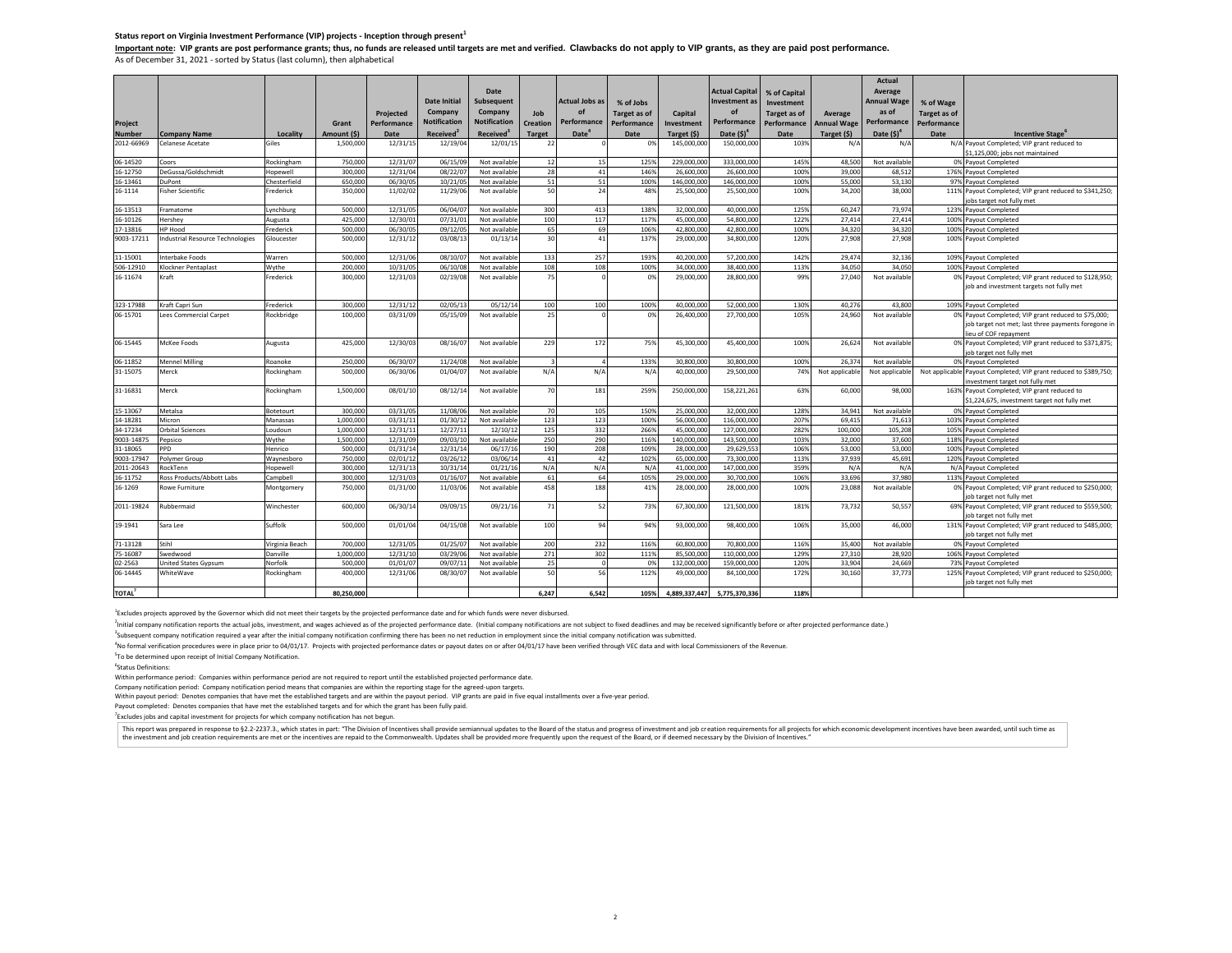**Status report on Virginia Investment Performance (VIP) projects - Inception through present[1]**

**Important note: VIP grants are post performance grants; thus, no funds are released until targets are met and verified. Clawbacks do not apply to VIP grants, as they are paid post performance.**

As of December 31, 2021 - sorted by Status (last column), then alphabetical

| Project Number | Company Name | Locality | Grant Amount ($) | Projected Performance Date | Date Initial Company Notification Received[2] | Date Subsequent Company Notification Received[3] | Job Creation Target | Actual Jobs as of Performance Date[4] | % of Jobs Target as of Performance Date | Capital Investment Target ($) | Actual Capital Investment as of Performance Date ($)[4] | % of Capital Investment Target as of Performance Date | Average Annual Wage Target ($) | Actual Average Annual Wage as of Performance Date ($)[4] | % of Wage Target as of Performance Date | Incentive Stage[6] |
|---|---|---|---|---|---|---|---|---|---|---|---|---|---|---|---|---|
| 2012-66969 | Celanese Acetate | Giles | 1,500,000 | 12/31/15 | 12/19/04 | 12/01/15 | 22 | 0 | 0% | 145,000,000 | 150,000,000 | 103% | N/A | N/A | N/A | Payout Completed; VIP grant reduced to $1,125,000; jobs not maintained |
| 06-14520 | Coors | Rockingham | 750,000 | 12/31/07 | 06/15/09 | Not available | 12 | 15 | 125% | 229,000,000 | 333,000,000 | 145% | 48,500 | Not available | 0% | Payout Completed |
| 16-12750 | DeGussa/Goldschmidt | Hopewell | 300,000 | 12/31/04 | 08/22/07 | Not available | 28 | 41 | 146% | 26,600,000 | 26,600,000 | 100% | 39,000 | 68,512 | 176% | Payout Completed |
| 16-13461 | DuPont | Chesterfield | 650,000 | 06/30/05 | 10/21/05 | Not available | 51 | 51 | 100% | 146,000,000 | 146,000,000 | 100% | 55,000 | 53,130 | 97% | Payout Completed |
| 16-1114 | Fisher Scientific | Frederick | 350,000 | 11/02/02 | 11/29/06 | Not available | 50 | 24 | 48% | 25,500,000 | 25,500,000 | 100% | 34,200 | 38,000 | 111% | Payout Completed; VIP grant reduced to $341,250; jobs target not fully met |
| 16-13513 | Framatome | Lynchburg | 500,000 | 12/31/05 | 06/04/07 | Not available | 300 | 413 | 138% | 32,000,000 | 40,000,000 | 125% | 60,247 | 73,974 | 123% | Payout Completed |
| 16-10126 | Hershey | Augusta | 425,000 | 12/30/01 | 07/31/01 | Not available | 100 | 117 | 117% | 45,000,000 | 54,800,000 | 122% | 27,414 | 27,414 | 100% | Payout Completed |
| 17-13816 | HP Hood | Frederick | 500,000 | 06/30/05 | 09/12/05 | Not available | 65 | 69 | 106% | 42,800,000 | 42,800,000 | 100% | 34,320 | 34,320 | 100% | Payout Completed |
| 9003-17211 | Industrial Resource Technologies | Gloucester | 500,000 | 12/31/12 | 03/08/13 | 01/13/14 | 30 | 41 | 137% | 29,000,000 | 34,800,000 | 120% | 27,908 | 27,908 | 100% | Payout Completed |
| 11-15001 | Interbake Foods | Warren | 500,000 | 12/31/06 | 08/10/07 | Not available | 133 | 257 | 193% | 40,200,000 | 57,200,000 | 142% | 29,474 | 32,136 | 109% | Payout Completed |
| 506-12910 | Klockner Pentaplast | Wythe | 200,000 | 10/31/05 | 06/10/08 | Not available | 108 | 108 | 100% | 34,000,000 | 38,400,000 | 113% | 34,050 | 34,050 | 100% | Payout Completed |
| 16-11674 | Kraft | Frederick | 300,000 | 12/31/03 | 02/19/08 | Not available | 75 | 0 | 0% | 29,000,000 | 28,800,000 | 99% | 27,040 | Not available | 0% | Payout Completed; VIP grant reduced to $128,950; job and investment targets not fully met |
| 323-17988 | Kraft Capri Sun | Frederick | 300,000 | 12/31/12 | 02/05/13 | 05/12/14 | 100 | 100 | 100% | 40,000,000 | 52,000,000 | 130% | 40,276 | 43,800 | 109% | Payout Completed |
| 06-15701 | Lees Commercial Carpet | Rockbridge | 100,000 | 03/31/09 | 05/15/09 | Not available | 25 | 0 | 0% | 26,400,000 | 27,700,000 | 105% | 24,960 | Not available | 0% | Payout Completed; VIP grant reduced to $75,000; job target not met; last three payments foregone in lieu of COF repayment |
| 06-15445 | McKee Foods | Augusta | 425,000 | 12/30/03 | 08/16/07 | Not available | 229 | 172 | 75% | 45,300,000 | 45,400,000 | 100% | 26,624 | Not available | 0% | Payout Completed; VIP grant reduced to $371,875; job target not fully met |
| 06-11852 | Mennel Milling | Roanoke | 250,000 | 06/30/07 | 11/24/08 | Not available | 3 | 4 | 133% | 30,800,000 | 30,800,000 | 100% | 26,374 | Not available | 0% | Payout Completed |
| 31-15075 | Merck | Rockingham | 500,000 | 06/30/06 | 01/04/07 | Not available | N/A | N/A | N/A | 40,000,000 | 29,500,000 | 74% | Not applicable | Not applicable | Not applicable | Payout Completed; VIP grant reduced to $389,750; investment target not fully met |
| 31-16831 | Merck | Rockingham | 1,500,000 | 08/01/10 | 08/12/14 | Not available | 70 | 181 | 259% | 250,000,000 | 158,221,261 | 63% | 60,000 | 98,000 | 163% | Payout Completed; VIP grant reduced to $1,224,675, investment target not fully met |
| 15-13067 | Metalsa | Botetourt | 300,000 | 03/31/05 | 11/08/06 | Not available | 70 | 105 | 150% | 25,000,000 | 32,000,000 | 128% | 34,941 | Not available | 0% | Payout Completed |
| 14-18281 | Micron | Manassas | 1,000,000 | 03/31/11 | 01/30/12 | Not available | 123 | 123 | 100% | 56,000,000 | 116,000,000 | 207% | 69,415 | 71,613 | 103% | Payout Completed |
| 34-17234 | Orbital Sciences | Loudoun | 1,000,000 | 12/31/11 | 12/27/11 | 12/10/12 | 125 | 332 | 266% | 45,000,000 | 127,000,000 | 282% | 100,000 | 105,208 | 105% | Payout Completed |
| 9003-14875 | Pepsico | Wythe | 1,500,000 | 12/31/09 | 09/03/10 | Not available | 250 | 290 | 116% | 140,000,000 | 143,500,000 | 103% | 32,000 | 37,600 | 118% | Payout Completed |
| 31-18065 | PPD | Henrico | 500,000 | 01/31/14 | 12/31/14 | 06/17/16 | 190 | 208 | 109% | 28,000,000 | 29,629,553 | 106% | 53,000 | 53,000 | 100% | Payout Completed |
| 9003-17947 | Polymer Group | Waynesboro | 750,000 | 02/01/12 | 03/26/12 | 03/06/14 | 41 | 42 | 102% | 65,000,000 | 73,300,000 | 113% | 37,939 | 45,691 | 120% | Payout Completed |
| 2011-20643 | RockTenn | Hopewell | 300,000 | 12/31/13 | 10/31/14 | 01/21/16 | N/A | N/A | N/A | 41,000,000 | 147,000,000 | 359% | N/A | N/A | N/A | Payout Completed |
| 16-11752 | Ross Products/Abbott Labs | Campbell | 300,000 | 12/31/03 | 01/16/07 | Not available | 61 | 64 | 105% | 29,000,000 | 30,700,000 | 106% | 33,696 | 37,980 | 113% | Payout Completed |
| 16-1269 | Rowe Furniture | Montgomery | 750,000 | 01/31/00 | 11/03/06 | Not available | 458 | 188 | 41% | 28,000,000 | 28,000,000 | 100% | 23,088 | Not available | 0% | Payout Completed; VIP grant reduced to $250,000; job target not fully met |
| 2011-19824 | Rubbermaid | Winchester | 600,000 | 06/30/14 | 09/09/15 | 09/21/16 | 71 | 52 | 73% | 67,300,000 | 121,500,000 | 181% | 73,732 | 50,557 | 69% | Payout Completed; VIP grant reduced to $559,500; job target not fully met |
| 19-1941 | Sara Lee | Suffolk | 500,000 | 01/01/04 | 04/15/08 | Not available | 100 | 94 | 94% | 93,000,000 | 98,400,000 | 106% | 35,000 | 46,000 | 131% | Payout Completed; VIP grant reduced to $485,000; job target not fully met |
| 71-13128 | Stihl | Virginia Beach | 700,000 | 12/31/05 | 01/25/07 | Not available | 200 | 232 | 116% | 60,800,000 | 70,800,000 | 116% | 35,400 | Not available | 0% | Payout Completed |
| 75-16087 | Swedwood | Danville | 1,000,000 | 12/31/10 | 03/29/06 | Not available | 271 | 302 | 111% | 85,500,000 | 110,000,000 | 129% | 27,310 | 28,920 | 106% | Payout Completed |
| 02-2563 | United States Gypsum | Norfolk | 500,000 | 01/01/07 | 09/07/11 | Not available | 25 | 0 | 0% | 132,000,000 | 159,000,000 | 120% | 33,904 | 24,669 | 73% | Payout Completed |
| 06-14445 | WhiteWave | Rockingham | 400,000 | 12/31/06 | 08/30/07 | Not available | 50 | 56 | 112% | 49,000,000 | 84,100,000 | 172% | 30,160 | 37,773 | 125% | Payout Completed; VIP grant reduced to $250,000; job target not fully met |
| TOTAL[7] | | | 80,250,000 | | | | 6,247 | 6,542 | 105% | 4,889,337,447 | 5,775,370,336 | 118% | | | | |

[1]Excludes projects approved by the Governor which did not meet their targets by the projected performance date and for which funds were never disbursed.

[2]Initial company notification reports the actual jobs, investment, and wages achieved as of the projected performance date. (Initial company notifications are not subject to fixed deadlines and may be received significantly before or after projected performance date.)

[3]Subsequent company notification required a year after the initial company notification confirming there has been no net reduction in employment since the initial company notification was submitted.

[4]No formal verification procedures were in place prior to 04/01/17. Projects with projected performance dates or payout dates on or after 04/01/17 have been verified through VEC data and with local Commissioners of the Revenue.

[5]To be determined upon receipt of Initial Company Notification.

[6]Status Definitions:

Within performance period: Companies within performance period are not required to report until the established projected performance date.

Company notification period: Company notification period means that companies are within the reporting stage for the agreed-upon targets.

Within payout period: Denotes companies that have met the established targets and are within the payout period. VIP grants are paid in five equal installments over a five-year period.

Payout completed: Denotes companies that have met the established targets and for which the grant has been fully paid.

[7]Excludes jobs and capital investment for projects for which company notification has not begun.

This report was prepared in response to §2.2-2237.3., which states in part: "The Division of Incentives shall provide semiannual updates to the Board of the status and progress of investment and job creation requirements for all projects for which economic development incentives have been awarded, until such time as the investment and job creation requirements are met or the incentives are repaid to the Commonwealth. Updates shall be provided more frequently upon the request of the Board, or if deemed necessary by the Division of Incentives."